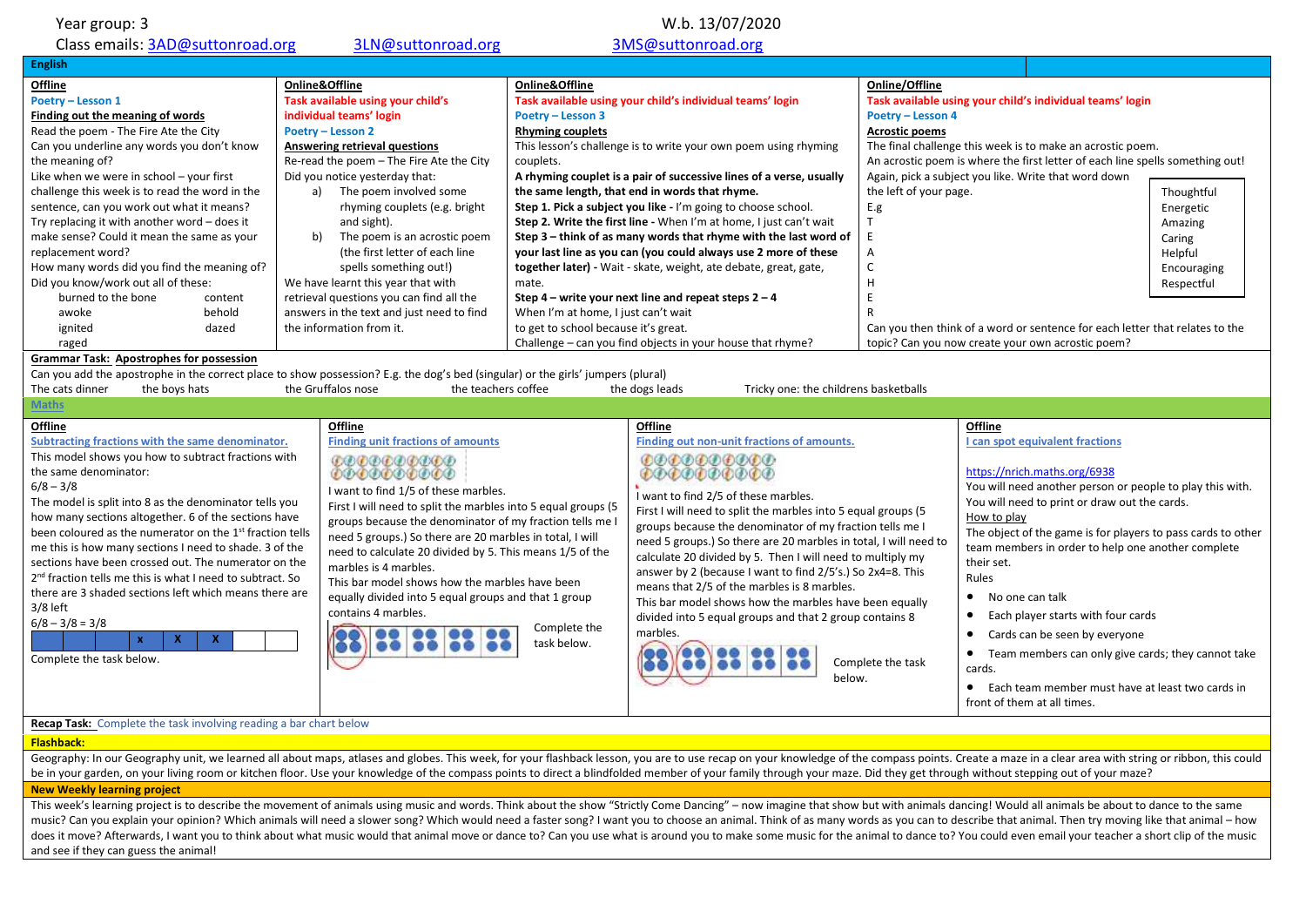Year group: 3

W.b. 13/07/2020

Class emails: 3AD@suttonroad.org 3LN@suttonroad.org 3MS@suttonroad.org

## English

### Offline
**Poetry – Lesson 1**

**Finding out the meaning of words**

Read the poem - The Fire Ate the City

Can you underline any words you don't know the meaning of?

Like when we were in school – your first challenge this week is to read the word in the sentence, can you work out what it means?

Try replacing it with another word – does it make sense? Could it mean the same as your replacement word?

How many words did you find the meaning of?

Did you know/work out all of these:

| | |
|---|---|
| burned to the bone | content |
| awoke | behold |
| ignited | dazed |
| raged | |

### Online&Offline
**Task available using your child's individual teams' login**

**Poetry – Lesson 2**

**Answering retrieval questions**

Re-read the poem – The Fire Ate the City

Did you notice yesterday that:

a) The poem involved some rhyming couplets (e.g. bright and sight).
b) The poem is an acrostic poem (the first letter of each line spells something out!)

We have learnt this year that with retrieval questions you can find all the answers in the text and just need to find the information from it.

### Online&Offline
**Task available using your child's individual teams' login**

**Poetry – Lesson 3**

**Rhyming couplets**

This lesson's challenge is to write your own poem using rhyming couplets.

**A rhyming couplet is a pair of successive lines of a verse, usually the same length, that end in words that rhyme.**

**Step 1. Pick a subject you like -** I'm going to choose school.

**Step 2. Write the first line -** When I'm at home, I just can't wait

**Step 3 – think of as many words that rhyme with the last word of your last line as you can (you could always use 2 more of these together later) -** Wait - skate, weight, ate debate, great, gate, mate.

**Step 4 – write your next line and repeat steps 2 – 4**

When I'm at home, I just can't wait

to get to school because it's great.

Challenge – can you find objects in your house that rhyme?

### Online/Offline
**Task available using your child's individual teams' login**

**Poetry – Lesson 4**

**Acrostic poems**

The final challenge this week is to make an acrostic poem.

An acrostic poem is where the first letter of each line spells something out!

Again, pick a subject you like. Write that word down the left of your page.

E.g

| | |
|---|---|
| T | Thoughtful |
| E | Energetic |
| A | Amazing |
| C | Caring |
| H | Helpful |
| E | Encouraging |
| R | Respectful |

Can you then think of a word or sentence for each letter that relates to the topic? Can you now create your own acrostic poem?

### Grammar Task: Apostrophes for possession

Can you add the apostrophe in the correct place to show possession? E.g. the dog's bed (singular) or the girls' jumpers (plural)

The cats dinner    the boys hats    the Gruffalos nose    the teachers coffee    the dogs leads    Tricky one: the childrens basketballs

## Maths

### Offline
**Subtracting fractions with the same denominator.**

This model shows you how to subtract fractions with the same denominator:

$6/8 – 3/8$

The model is split into 8 as the denominator tells you how many sections altogether. 6 of the sections have been coloured as the numerator on the 1st fraction tells me this is how many sections I need to shade. 3 of the sections have been crossed out. The numerator on the 2nd fraction tells me this is what I need to subtract. So there are 3 shaded sections left which means there are 3/8 left

$6/8 – 3/8 = 3/8$

| | | | x | X | X | | |
|---|---|---|---|---|---|---|---|

Complete the task below.

### Offline
**Finding unit fractions of amounts**

I want to find 1/5 of these marbles.

First I will need to split the marbles into 5 equal groups (5 groups because the denominator of my fraction tells me I need 5 groups.) So there are 20 marbles in total, I will need to calculate 20 divided by 5. This means 1/5 of the marbles is 4 marbles.

This bar model shows how the marbles have been equally divided into 5 equal groups and that 1 group contains 4 marbles.

Complete the task below.

### Offline
**Finding out non-unit fractions of amounts.**

I want to find 2/5 of these marbles.

First I will need to split the marbles into 5 equal groups (5 groups because the denominator of my fraction tells me I need 5 groups.) So there are 20 marbles in total, I will need to calculate 20 divided by 5. Then I will need to multiply my answer by 2 (because I want to find 2/5's.) So 2x4=8. This means that 2/5 of the marbles is 8 marbles.

This bar model shows how the marbles have been equally divided into 5 equal groups and that 2 group contains 8 marbles.

Complete the task below.

### Offline
**I can spot equivalent fractions**

https://nrich.maths.org/6938

You will need another person or people to play this with. You will need to print or draw out the cards.

How to play

The object of the game is for players to pass cards to other team members in order to help one another complete their set.

Rules

- No one can talk
- Each player starts with four cards
- Cards can be seen by everyone
- Team members can only give cards; they cannot take cards.
- Each team member must have at least two cards in front of them at all times.

**Recap Task:** Complete the task involving reading a bar chart below

## Flashback:

Geography: In our Geography unit, we learned all about maps, atlases and globes. This week, for your flashback lesson, you are to use recap on your knowledge of the compass points. Create a maze in a clear area with string or ribbon, this could be in your garden, on your living room or kitchen floor. Use your knowledge of the compass points to direct a blindfolded member of your family through your maze. Did they get through without stepping out of your maze?

## New Weekly learning project

This week's learning project is to describe the movement of animals using music and words. Think about the show "Strictly Come Dancing" – now imagine that show but with animals dancing! Would all animals be about to dance to the same music? Can you explain your opinion? Which animals will need a slower song? Which would need a faster song? I want you to choose an animal. Think of as many words as you can to describe that animal. Then try moving like that animal – how does it move? Afterwards, I want you to think about what music would that animal move or dance to? Can you use what is around you to make some music for the animal to dance to? You could even email your teacher a short clip of the music and see if they can guess the animal!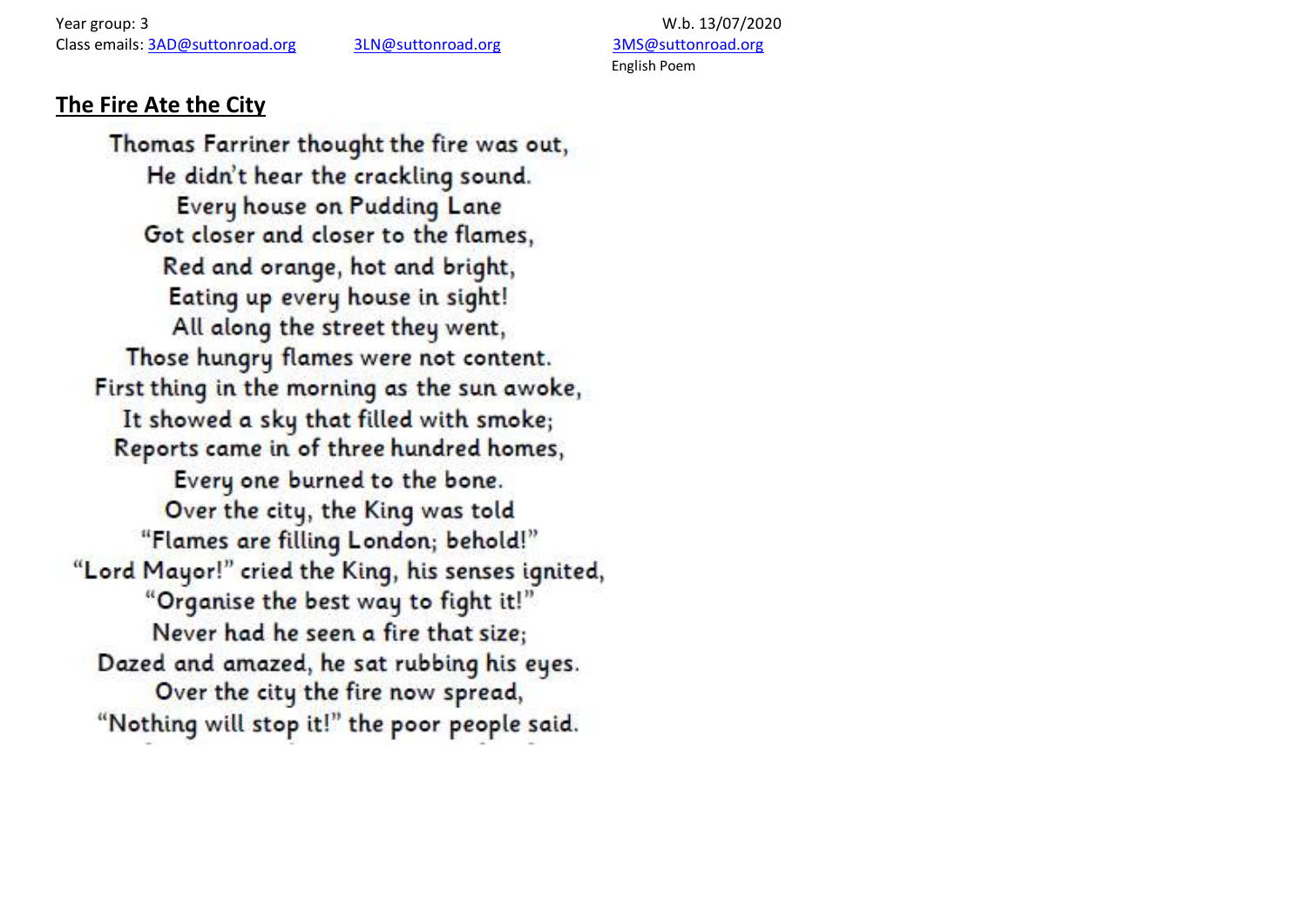Year group: 3 W.b. 13/07/2020
Class emails: 3AD@suttonroad.org 3LN@suttonroad.org 3MS@suttonroad.org
English Poem

## The Fire Ate the City

Thomas Farriner thought the fire was out,
He didn't hear the crackling sound.
Every house on Pudding Lane
Got closer and closer to the flames,
Red and orange, hot and bright,
Eating up every house in sight!
All along the street they went,
Those hungry flames were not content.
First thing in the morning as the sun awoke,
It showed a sky that filled with smoke;
Reports came in of three hundred homes,
Every one burned to the bone.
Over the city, the King was told
"Flames are filling London; behold!"
"Lord Mayor!" cried the King, his senses ignited,
"Organise the best way to fight it!"
Never had he seen a fire that size;
Dazed and amazed, he sat rubbing his eyes.
Over the city the fire now spread,
"Nothing will stop it!" the poor people said.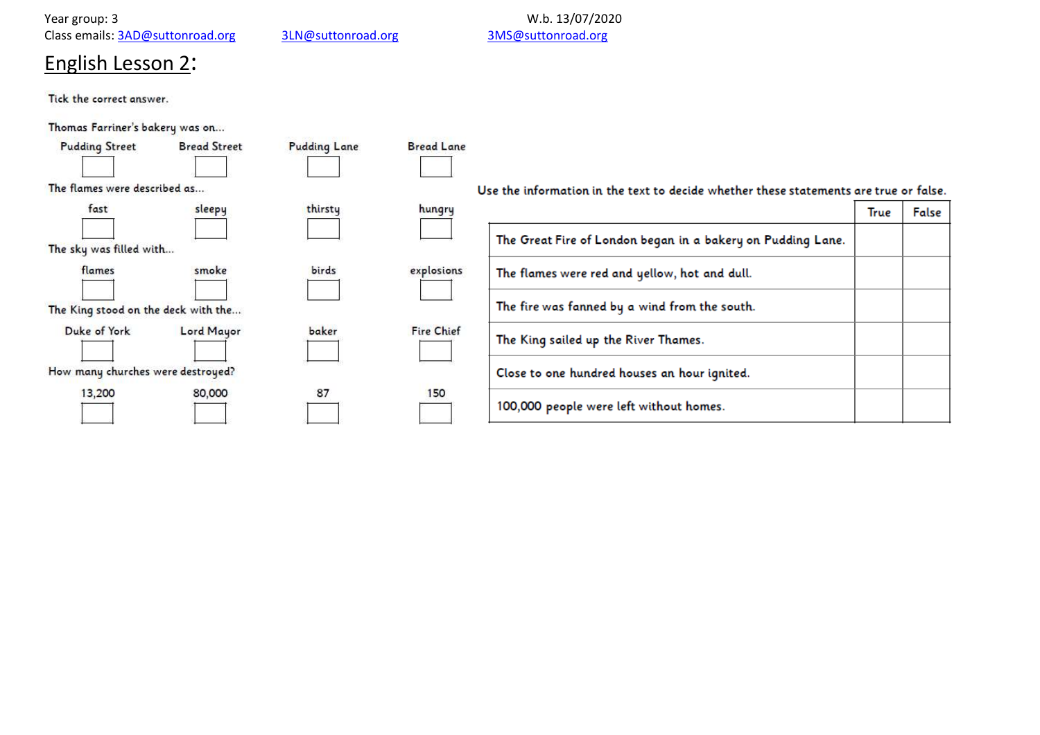Year group: 3 W.b. 13/07/2020

Class emails: 3AD@suttonroad.org 3LN@suttonroad.org 3MS@suttonroad.org

# English Lesson 2:

Tick the correct answer.

Thomas Farriner's bakery was on...

| Pudding Street | Bread Street | Pudding Lane | Bread Lane |
|---|---|---|---|
| ☐ | ☐ | ☐ | ☐ |

The flames were described as...

| fast | sleepy | thirsty | hungry |
|---|---|---|---|
| ☐ | ☐ | ☐ | ☐ |

The sky was filled with...

| flames | smoke | birds | explosions |
|---|---|---|---|
| ☐ | ☐ | ☐ | ☐ |

The King stood on the deck with the...

| Duke of York | Lord Mayor | baker | Fire Chief |
|---|---|---|---|
| ☐ | ☐ | ☐ | ☐ |

How many churches were destroyed?

| 13,200 | 80,000 | 87 | 150 |
|---|---|---|---|
| ☐ | ☐ | ☐ | ☐ |

Use the information in the text to decide whether these statements are true or false.

| | True | False |
|---|---|---|
| The Great Fire of London began in a bakery on Pudding Lane. | | |
| The flames were red and yellow, hot and dull. | | |
| The fire was fanned by a wind from the south. | | |
| The King sailed up the River Thames. | | |
| Close to one hundred houses an hour ignited. | | |
| 100,000 people were left without homes. | | |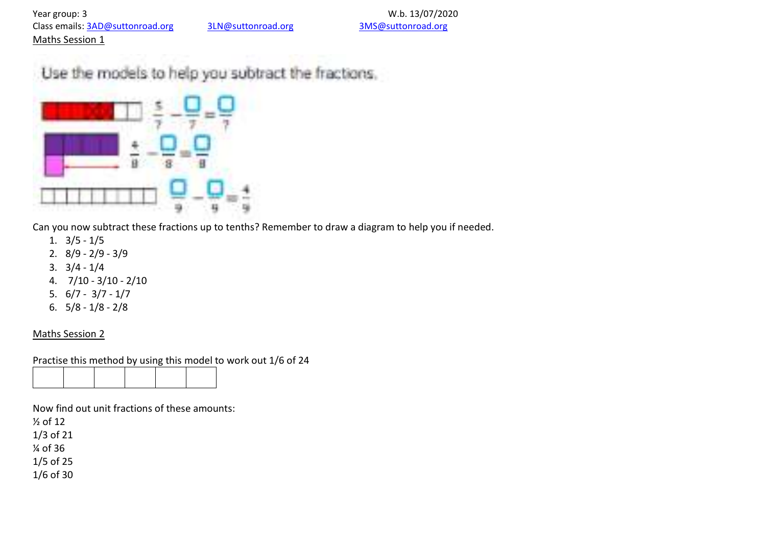Year group: 3 W.b. 13/07/2020

Class emails: 3AD@suttonroad.org 3LN@suttonroad.org 3MS@suttonroad.org

Maths Session 1

Use the models to help you subtract the fractions.

$\frac{5}{7} - \frac{\square}{7} = \frac{\square}{7}$

$\frac{4}{8} - \frac{\square}{8} = \frac{\square}{8}$

$\frac{\square}{9} - \frac{\square}{9} = \frac{4}{9}$

Can you now subtract these fractions up to tenths? Remember to draw a diagram to help you if needed.

1. 3/5 - 1/5
2. 8/9 - 2/9 - 3/9
3. 3/4 - 1/4
4. 7/10 - 3/10 - 2/10
5. 6/7 - 3/7 - 1/7
6. 5/8 - 1/8 - 2/8

Maths Session 2

Practise this method by using this model to work out 1/6 of 24

| | | | | | |
|---|---|---|---|---|---|
| | | | | | |

Now find out unit fractions of these amounts:

½ of 12

1/3 of 21

¼ of 36

1/5 of 25

1/6 of 30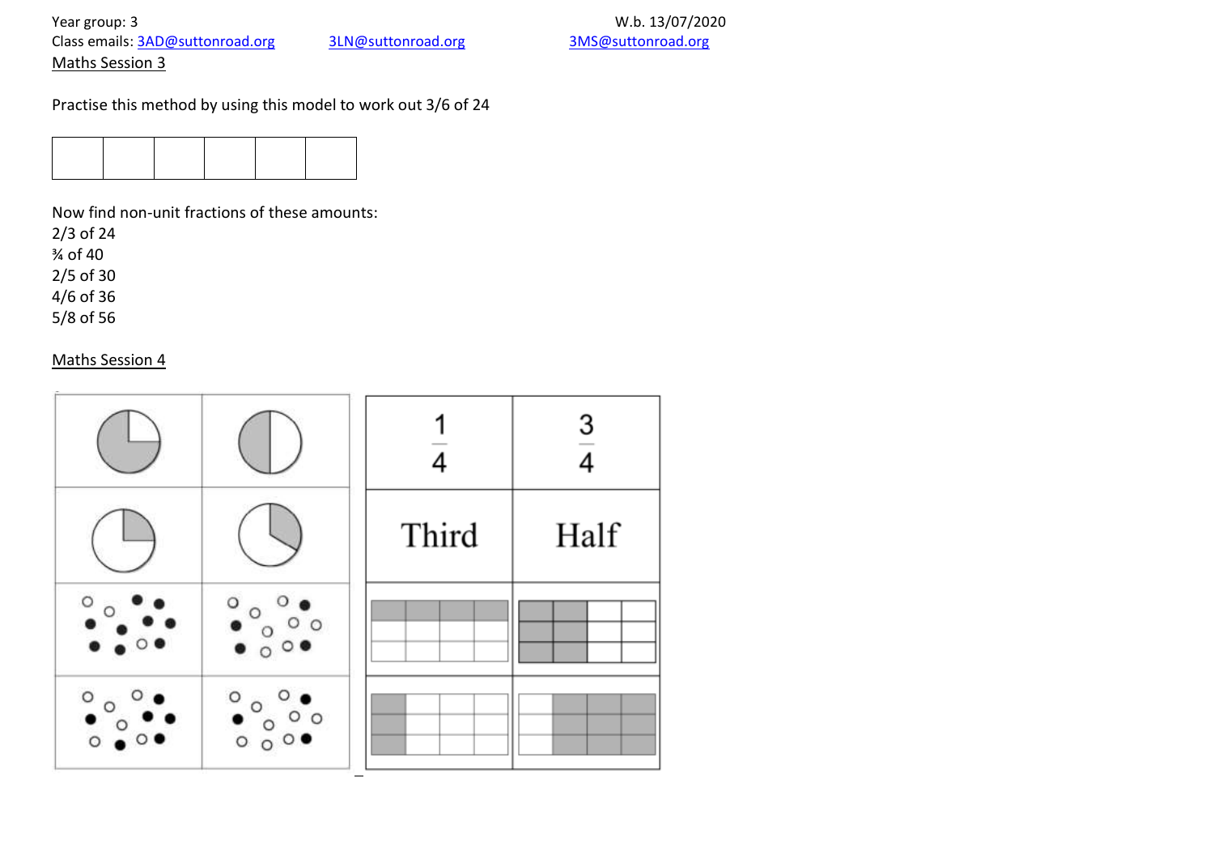Year group: 3 W.b. 13/07/2020

Class emails: 3AD@suttonroad.org 3LN@suttonroad.org 3MS@suttonroad.org

Maths Session 3

Practise this method by using this model to work out 3/6 of 24

| | | | | | |
|---|---|---|---|---|---|
| | | | | | |

Now find non-unit fractions of these amounts:

2/3 of 24
¾ of 40
2/5 of 30
4/6 of 36
5/8 of 56

Maths Session 4

| | | $\frac{1}{4}$ | $\frac{3}{4}$ |
|---|---|---|---|
| | | Third | Half |
| | | | |
| | | | |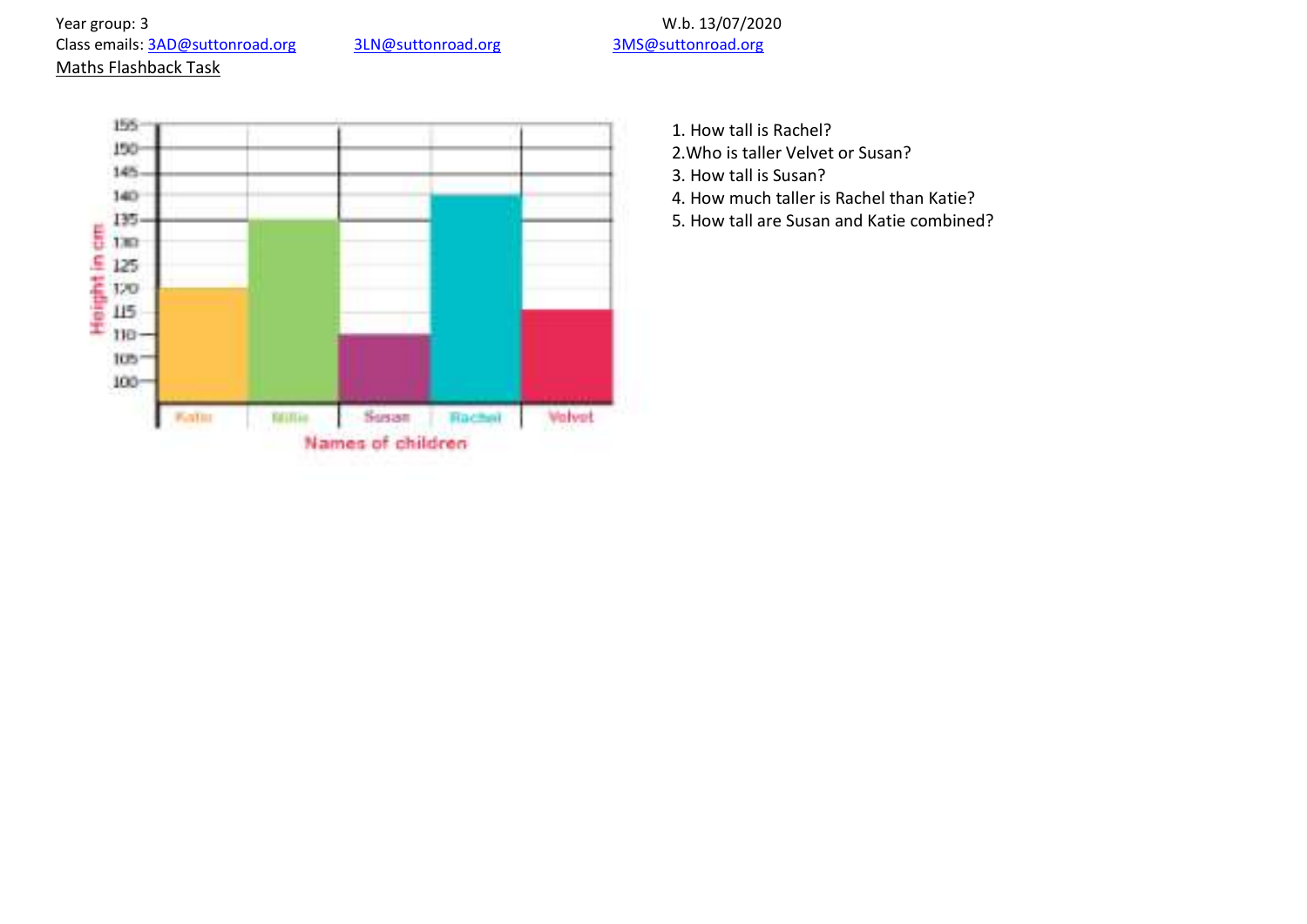Year group: 3 W.b. 13/07/2020

Class emails: 3AD@suttonroad.org 3LN@suttonroad.org 3MS@suttonroad.org

Maths Flashback Task

Height in cm

155
150
145
140
135
130
125
120
115
110
105
100

Katie Millie Susan Rachel Velvet

Names of children

1. How tall is Rachel?
2. Who is taller Velvet or Susan?
3. How tall is Susan?
4. How much taller is Rachel than Katie?
5. How tall are Susan and Katie combined?